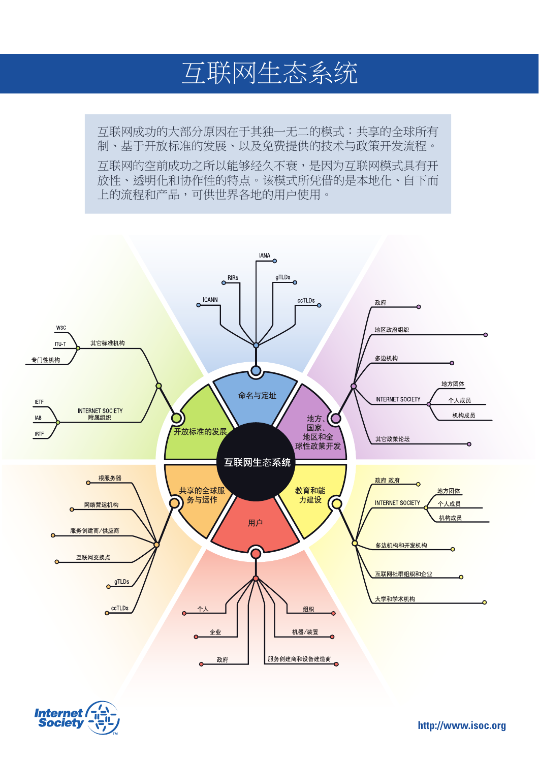# 互联网生态系统

互联网成功的大部分原因在于其独一无二的模式：共享的全球所有制、基于开放标准的发展、以及免费提供的技术与政策开发流程。

互联网的空前成功之所以能够经久不衰，是因为互联网模式具有开放性、透明化和协作性的特点。该模式所凭借的是本地化、自下而上的流程和产品，可供世界各地的用户使用。

**互联网生态系统**

- **命名与定址**
  - IANA
  - RIRs
  - gTLDs
  - ICANN
  - ccTLDs
- **地方、国家、地区和全球性政策开发**
  - 政府
  - 地区政府组织
  - 多边机构
  - INTERNET SOCIETY
    - 地方团体
    - 个人成员
    - 机构成员
  - 其它政策论坛
- **教育和能力建设**
  - 政府 政府
  - INTERNET SOCIETY
    - 地方团体
    - 个人成员
    - 机构成员
  - 多边机构和开发机构
  - 互联网社群组织和企业
  - 大学和学术机构
- **用户**
  - 个人
  - 企业
  - 政府
  - 组织
  - 机器/装置
  - 服务创建商和设备建造商
- **共享的全球服务与运作**
  - 根服务器
  - 网络营运机构
  - 服务创建商/供应商
  - 互联网交换点
  - gTLDs
  - ccTLDs
- **开放标准的发展**
  - 其它标准机构
    - W3C
    - ITU-T
    - 专门性机构
  - INTERNET SOCIETY 附属组织
    - IETF
    - IAB
    - IRTF

Internet Society

http://www.isoc.org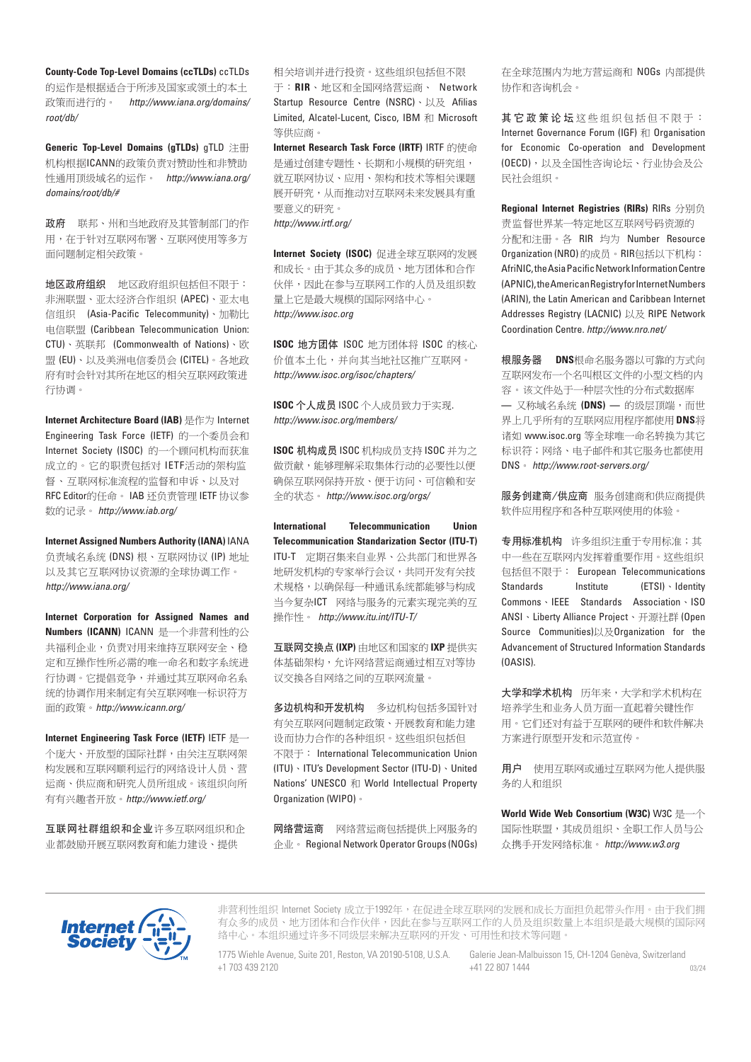**County-Code Top-Level Domains (ccTLDs)** ccTLDs 的运作是根据适合于所涉及国家或领土的本土政策而进行的。 *http://www.iana.org/domains/root/db/*

**Generic Top-Level Domains (gTLDs)** gTLD 注册机构根据ICANN的政策负责对赞助性和非赞助性通用顶级域名的运作。 *http://www.iana.org/domains/root/db/#*

**政府** 联邦、州和当地政府及其管制部门的作用，在于针对互联网布署、互联网使用等多方面问题制定相关政策。

**地区政府组织** 地区政府组织包括但不限于：非洲联盟、亚太经济合作组织 (APEC)、亚太电信组织 (Asia-Pacific Telecommunity)、加勒比电信联盟 (Caribbean Telecommunication Union: CTU)、英联邦 (Commonwealth of Nations)、欧盟 (EU)、以及美洲电信委员会 (CITEL)。各地政府有时会针对其所在地区的相关互联网政策进行协调。

**Internet Architecture Board (IAB)** 是作为 Internet Engineering Task Force (IETF) 的一个委员会和 Internet Society (ISOC) 的一个顾问机构而获准成立的。它的职责包括对 IETF活动的架构监督、互联网标准流程的监督和申诉、以及对 RFC Editor的任命。 IAB 还负责管理 IETF 协议参数的记录。 *http://www.iab.org/*

**Internet Assigned Numbers Authority (IANA)** IANA 负责域名系统 (DNS) 根、互联网协议 (IP) 地址以及其它互联网协议资源的全球协调工作。 *http://www.iana.org/*

**Internet Corporation for Assigned Names and Numbers (ICANN)** ICANN 是一个非营利性的公共福利企业，负责对用来维持互联网安全、稳定和互操作性所必需的唯一命名和数字系统进行协调。它提倡竞争，并通过互联网命名系统的协调作用来制定有关互联网唯一标识符方面的政策。 *http://www.icann.org/*

**Internet Engineering Task Force (IETF)** IETF 是一个庞大、开放型的国际社群，由关注互联网架构发展和互联网顺利运行的网络设计人员、营运商、供应商和研究人员所组成。该组织向所有有兴趣者开放。 *http://www.ietf.org/*

**互联网社群组织和企业** 许多互联网组织和企业都鼓励开展互联网教育和能力建设、提供相关培训并进行投资。这些组织包括但不限于：**RIR**、地区和全国网络营运商、 Network Startup Resource Centre (NSRC)、以及 Afilias Limited, Alcatel-Lucent, Cisco, IBM 和 Microsoft 等供应商。

**Internet Research Task Force (IRTF)** IRTF 的使命是通过创建专题性、长期和小规模的研究组，就互联网协议、应用、架构和技术等相关课题展开研究，从而推动对互联网未来发展具有重要意义的研究。
*http://www.irtf.org/*

**Internet Society (ISOC)** 促进全球互联网的发展和成长。由于其众多的成员、地方团体和合作伙伴，因此在参与互联网工作的人员及组织数量上它是最大规模的国际网络中心。
*http://www.isoc.org*

**ISOC 地方团体** ISOC 地方团体将 ISOC 的核心价值本土化，并向其当地社区推广互联网。
*http://www.isoc.org/isoc/chapters/*

**ISOC 个人成员** ISOC 个人成员致力于实现.
*http://www.isoc.org/members/*

**ISOC 机构成员** ISOC 机构成员支持 ISOC 并为之做贡献，能够理解采取集体行动的必要性以便确保互联网保持开放、便于访问、可信赖和安全的状态。 *http://www.isoc.org/orgs/*

**International Telecommunication Union Telecommunication Standarization Sector (ITU-T)** ITU-T 定期召集来自业界、公共部门和世界各地研发机构的专家举行会议，共同开发有关技术规格，以确保有一种通讯系统都能够与构成当今复杂ICT 网络与服务的元素实现完美的互操作性。 *http://www.itu.int/ITU-T/*

**互联网交换点 (IXP)** 由地区和国家的 **IXP** 提供实体基础架构，允许网络营运商通过相互对等协议交换各自网络之间的互联网流量。

**多边机构和开发机构** 多边机构包括多国针对有关互联网问题制定政策、开展教育和能力建设而协力合作的各种组织。这些组织包括但不限于： International Telecommunication Union (ITU)、ITU's Development Sector (ITU-D)、United Nations' UNESCO 和 World Intellectual Property Organization (WIPO)。

**网络营运商** 网络营运商包括提供上网服务的企业。 Regional Network Operator Groups (NOGs) 在全球范围内为地方营运商和 NOGs 内部提供协作和咨询机会。

**其它政策论坛** 这些组织包括但不限于： Internet Governance Forum (IGF) 和 Organisation for Economic Co-operation and Development (OECD)，以及全国性咨询论坛、行业协会及公民社会组织。

**Regional Internet Registries (RIRs)** RIRs 分别负责监督世界某一特定地区互联网号码资源的分配和注册。各 RIR 均为 Number Resource Organization (NRO) 的成员。RIR包括以下机构： AfriNIC, the Asia Pacific Network Information Centre (APNIC), the American Registry for Internet Numbers (ARIN), the Latin American and Caribbean Internet Addresses Registry (LACNIC) 以及 RIPE Network Coordination Centre. *http://www.nro.net/*

**根服务器** **DNS**根命名服务器以可靠的方式向互联网发布一个名叫根区文件的小型文档的内容。该文件处于一种层次性的分布式数据库 — 又称域名系统 **(DNS)** — 的级层顶端，而世界上几乎所有的互联网应用程序都使用 **DNS**将诸如 www.isoc.org 等全球唯一命名转换为其它标识符；网络、电子邮件和其它服务也都使用 DNS。 *http://www.root-servers.org/*

**服务创建商/供应商** 服务创建商和供应商提供软件应用程序和各种互联网使用的体验。

**专用标准机构** 许多组织注重于专用标准；其中一些在互联网内发挥着重要作用。这些组织包括但不限于： European Telecommunications Standards Institute (ETSI)、Identity Commons、IEEE Standards Association、ISO ANSI、Liberty Alliance Project、开源社群 (Open Source Communities)以及Organization for the Advancement of Structured Information Standards (OASIS).

**大学和学术机构** 历年来，大学和学术机构在培养学生和业务人员方面一直起着关键性作用。它们还对有益于互联网的硬件和软件解决方案进行原型开发和示范宣传。

**用户** 使用互联网或通过互联网为他人提供服务的人和组织

**World Wide Web Consortium (W3C)** W3C 是一个国际性联盟，其成员组织、全职工作人员与公众携手开发网络标准。 *http://www.w3.org*

---

Internet Society

非营利性组织 Internet Society 成立于1992年，在促进全球互联网的发展和成长方面担负起带头作用。由于我们拥有众多的成员、地方团体和合作伙伴，因此在参与互联网工作的人员及组织数量上本组织是最大规模的国际网络中心。本组织通过许多不同级层来解决互联网的开发、可用性和技术等问题。

1775 Wiehle Avenue, Suite 201, Reston, VA 20190-5108, U.S.A.
+1 703 439 2120

Galerie Jean-Malbuisson 15, CH-1204 Genève, Switzerland
+41 22 807 1444

03/24